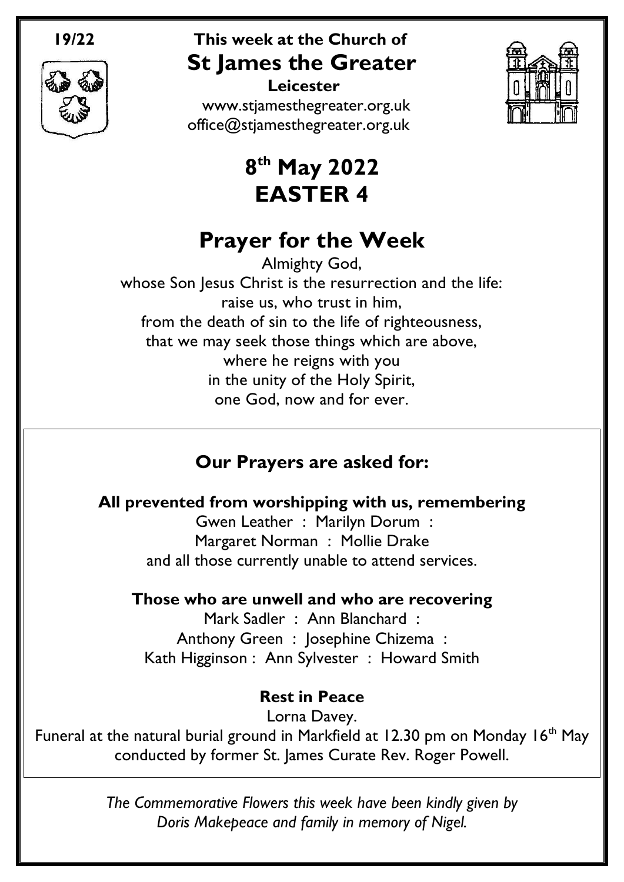**19/22**

# This week at the Church of
# St James the Greater

**Leicester**

www.stjamesthegreater.org.uk
office@stjamesthegreater.org.uk

# 8th May 2022
# EASTER 4

## Prayer for the Week

Almighty God,
whose Son Jesus Christ is the resurrection and the life:
raise us, who trust in him,
from the death of sin to the life of righteousness,
that we may seek those things which are above,
where he reigns with you
in the unity of the Holy Spirit,
one God, now and for ever.

## Our Prayers are asked for:

**All prevented from worshipping with us, remembering**

Gwen Leather : Marilyn Dorum :
Margaret Norman : Mollie Drake
and all those currently unable to attend services.

**Those who are unwell and who are recovering**

Mark Sadler : Ann Blanchard :
Anthony Green : Josephine Chizema :
Kath Higginson : Ann Sylvester : Howard Smith

**Rest in Peace**

Lorna Davey.
Funeral at the natural burial ground in Markfield at 12.30 pm on Monday 16th May conducted by former St. James Curate Rev. Roger Powell.

*The Commemorative Flowers this week have been kindly given by Doris Makepeace and family in memory of Nigel.*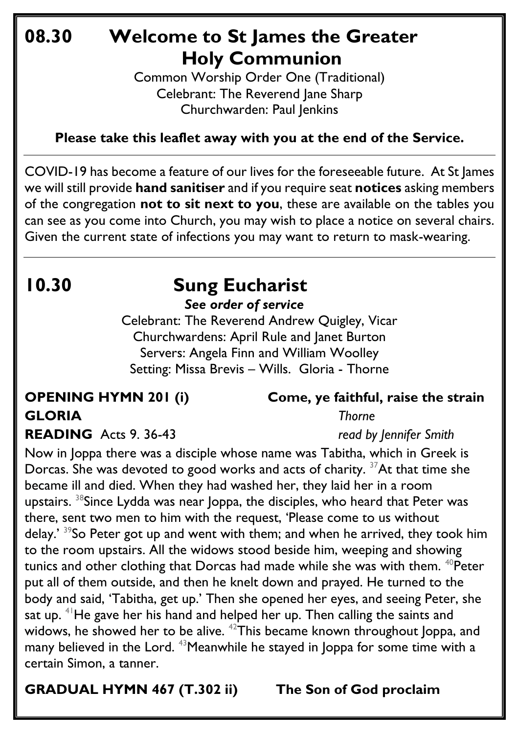# 08.30 Welcome to St James the Greater Holy Communion

Common Worship Order One (Traditional)
Celebrant: The Reverend Jane Sharp
Churchwarden: Paul Jenkins

**Please take this leaflet away with you at the end of the Service.**

---

COVID-19 has become a feature of our lives for the foreseeable future. At St James we will still provide **hand sanitiser** and if you require seat **notices** asking members of the congregation **not to sit next to you**, these are available on the tables you can see as you come into Church, you may wish to place a notice on several chairs. Given the current state of infections you may want to return to mask-wearing.

---

# 10.30 Sung Eucharist

***See order of service***

Celebrant: The Reverend Andrew Quigley, Vicar
Churchwardens: April Rule and Janet Burton
Servers: Angela Finn and William Woolley
Setting: Missa Brevis – Wills. Gloria - Thorne

**OPENING HYMN 201 (i)** **Come, ye faithful, raise the strain**

**GLORIA** *Thorne*

**READING** Acts 9. 36-43 *read by Jennifer Smith*

Now in Joppa there was a disciple whose name was Tabitha, which in Greek is Dorcas. She was devoted to good works and acts of charity. [37]At that time she became ill and died. When they had washed her, they laid her in a room upstairs. [38]Since Lydda was near Joppa, the disciples, who heard that Peter was there, sent two men to him with the request, 'Please come to us without delay.' [39]So Peter got up and went with them; and when he arrived, they took him to the room upstairs. All the widows stood beside him, weeping and showing tunics and other clothing that Dorcas had made while she was with them. [40]Peter put all of them outside, and then he knelt down and prayed. He turned to the body and said, 'Tabitha, get up.' Then she opened her eyes, and seeing Peter, she sat up. [41]He gave her his hand and helped her up. Then calling the saints and widows, he showed her to be alive. [42]This became known throughout Joppa, and many believed in the Lord. [43]Meanwhile he stayed in Joppa for some time with a certain Simon, a tanner.

**GRADUAL HYMN 467 (T.302 ii)** **The Son of God proclaim**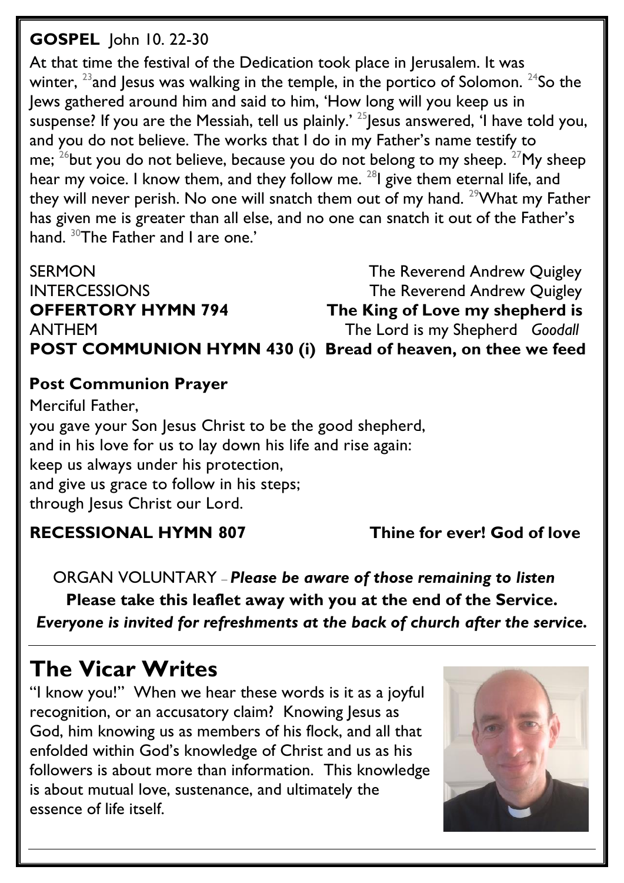**GOSPEL** John 10. 22-30

At that time the festival of the Dedication took place in Jerusalem. It was winter, [23]and Jesus was walking in the temple, in the portico of Solomon. [24]So the Jews gathered around him and said to him, 'How long will you keep us in suspense? If you are the Messiah, tell us plainly.' [25]Jesus answered, 'I have told you, and you do not believe. The works that I do in my Father's name testify to me; [26]but you do not believe, because you do not belong to my sheep. [27]My sheep hear my voice. I know them, and they follow me. [28]I give them eternal life, and they will never perish. No one will snatch them out of my hand. [29]What my Father has given me is greater than all else, and no one can snatch it out of the Father's hand. [30]The Father and I are one.'

SERMON — The Reverend Andrew Quigley

INTERCESSIONS — The Reverend Andrew Quigley

**OFFERTORY HYMN 794 — The King of Love my shepherd is**

ANTHEM — The Lord is my Shepherd *Goodall*

**POST COMMUNION HYMN 430 (i) — Bread of heaven, on thee we feed**

**Post Communion Prayer**

Merciful Father,
you gave your Son Jesus Christ to be the good shepherd,
and in his love for us to lay down his life and rise again:
keep us always under his protection,
and give us grace to follow in his steps;
through Jesus Christ our Lord.

**RECESSIONAL HYMN 807 — Thine for ever! God of love**

ORGAN VOLUNTARY – ***Please be aware of those remaining to listen***

**Please take this leaflet away with you at the end of the Service.**

***Everyone is invited for refreshments at the back of church after the service.***

# The Vicar Writes

"I know you!" When we hear these words is it as a joyful recognition, or an accusatory claim? Knowing Jesus as God, him knowing us as members of his flock, and all that enfolded within God's knowledge of Christ and us as his followers is about more than information. This knowledge is about mutual love, sustenance, and ultimately the essence of life itself.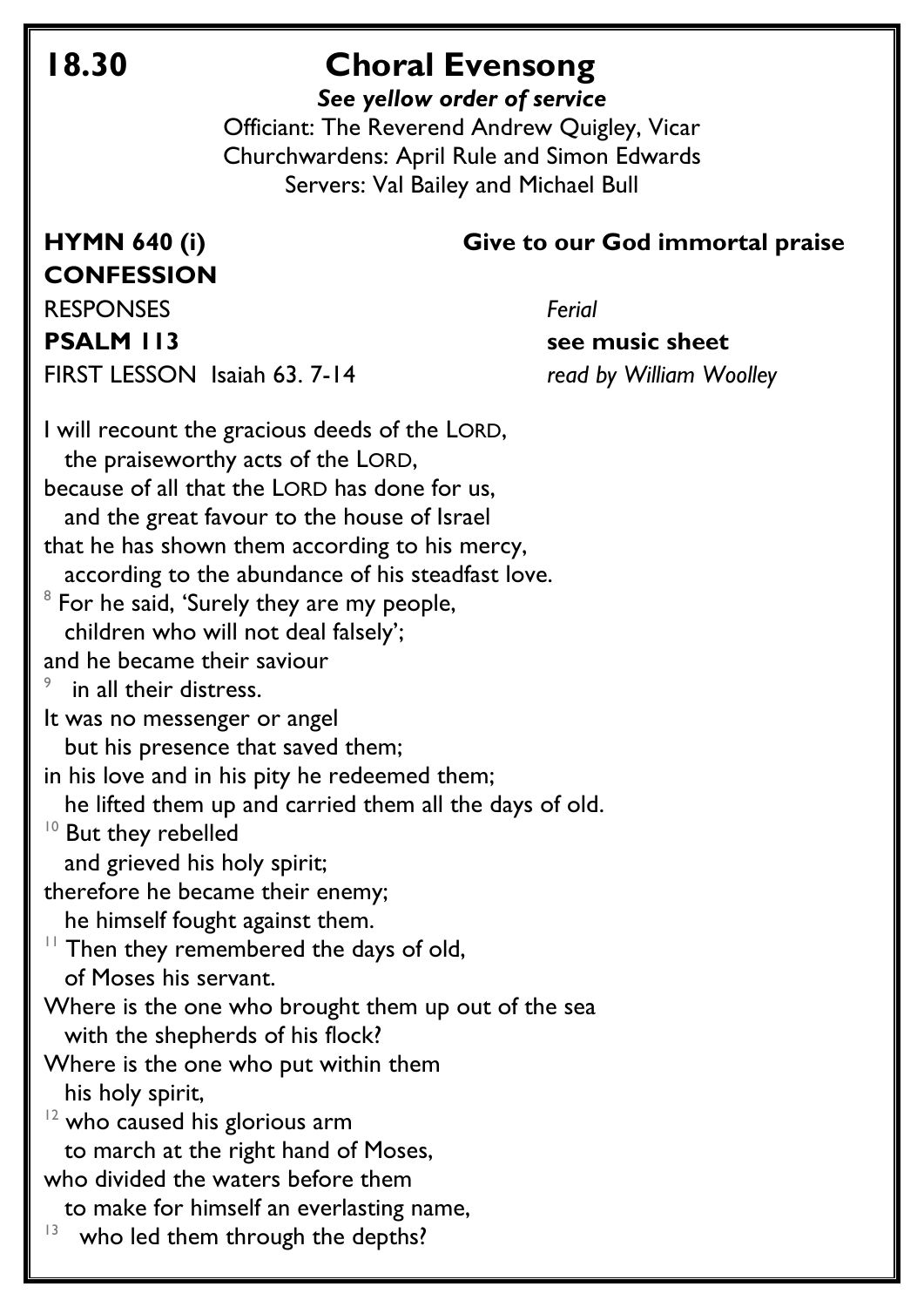# 18.30 Choral Evensong

***See yellow order of service***

Officiant: The Reverend Andrew Quigley, Vicar
Churchwardens: April Rule and Simon Edwards
Servers: Val Bailey and Michael Bull

**HYMN 640 (i)** **Give to our God immortal praise**

**CONFESSION**

RESPONSES *Ferial*

**PSALM 113** **see music sheet**

FIRST LESSON Isaiah 63. 7-14 *read by William Woolley*

I will recount the gracious deeds of the LORD,
  the praiseworthy acts of the LORD,
because of all that the LORD has done for us,
  and the great favour to the house of Israel
that he has shown them according to his mercy,
  according to the abundance of his steadfast love.
[8] For he said, 'Surely they are my people,
  children who will not deal falsely';
and he became their saviour
[9]  in all their distress.
It was no messenger or angel
  but his presence that saved them;
in his love and in his pity he redeemed them;
  he lifted them up and carried them all the days of old.
[10] But they rebelled
  and grieved his holy spirit;
therefore he became their enemy;
  he himself fought against them.
[11] Then they remembered the days of old,
  of Moses his servant.
Where is the one who brought them up out of the sea
  with the shepherds of his flock?
Where is the one who put within them
  his holy spirit,
[12] who caused his glorious arm
  to march at the right hand of Moses,
who divided the waters before them
  to make for himself an everlasting name,
[13]  who led them through the depths?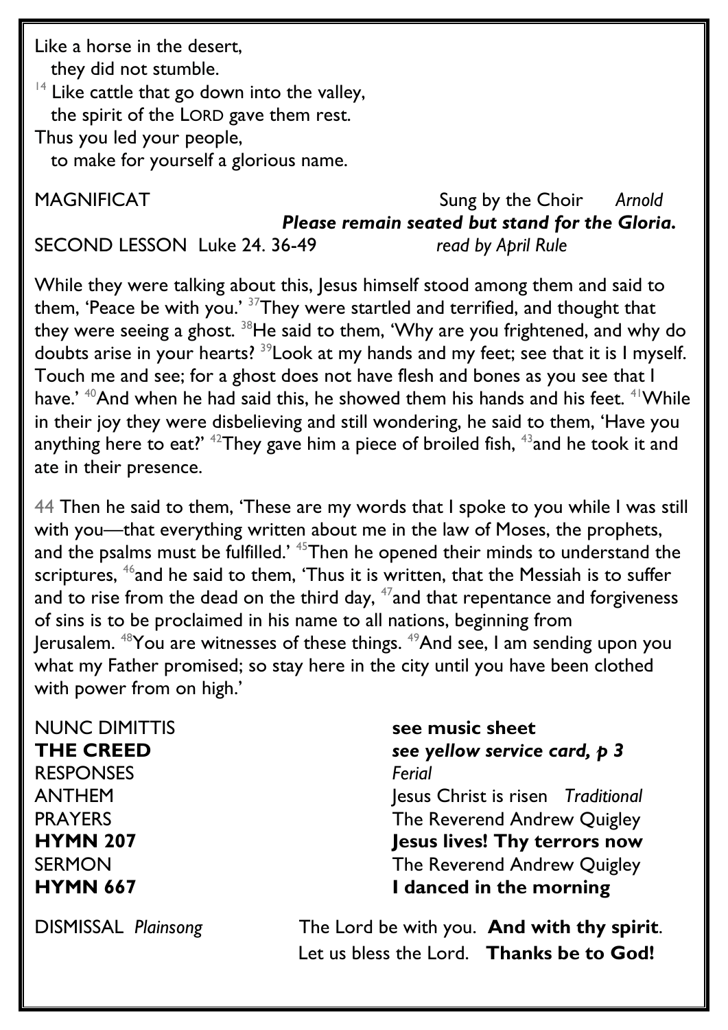Like a horse in the desert,
  they did not stumble.
[14] Like cattle that go down into the valley,
  the spirit of the LORD gave them rest.
Thus you led your people,
  to make for yourself a glorious name.

MAGNIFICAT Sung by the Choir *Arnold*

***Please remain seated but stand for the Gloria.***

SECOND LESSON Luke 24. 36-49 *read by April Rule*

While they were talking about this, Jesus himself stood among them and said to them, 'Peace be with you.' [37]They were startled and terrified, and thought that they were seeing a ghost. [38]He said to them, 'Why are you frightened, and why do doubts arise in your hearts? [39]Look at my hands and my feet; see that it is I myself. Touch me and see; for a ghost does not have flesh and bones as you see that I have.' [40]And when he had said this, he showed them his hands and his feet. [41]While in their joy they were disbelieving and still wondering, he said to them, 'Have you anything here to eat?' [42]They gave him a piece of broiled fish, [43]and he took it and ate in their presence.

44 Then he said to them, 'These are my words that I spoke to you while I was still with you—that everything written about me in the law of Moses, the prophets, and the psalms must be fulfilled.' [45]Then he opened their minds to understand the scriptures, [46]and he said to them, 'Thus it is written, that the Messiah is to suffer and to rise from the dead on the third day, [47]and that repentance and forgiveness of sins is to be proclaimed in his name to all nations, beginning from Jerusalem. [48]You are witnesses of these things. [49]And see, I am sending upon you what my Father promised; so stay here in the city until you have been clothed with power from on high.'

NUNC DIMITTIS **see music sheet**

**THE CREED** ***see yellow service card, p 3***

RESPONSES *Ferial*

ANTHEM Jesus Christ is risen *Traditional*

PRAYERS The Reverend Andrew Quigley

**HYMN 207** **Jesus lives! Thy terrors now**

SERMON The Reverend Andrew Quigley

**HYMN 667** **I danced in the morning**

DISMISSAL *Plainsong* The Lord be with you. **And with thy spirit**.
Let us bless the Lord. **Thanks be to God!**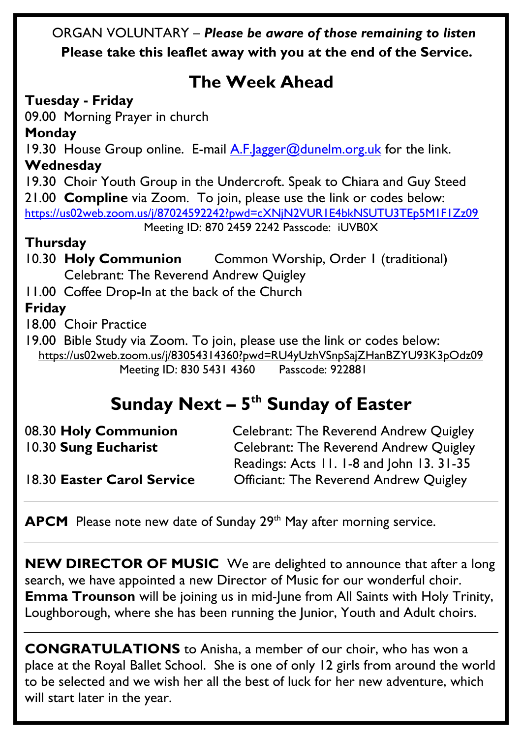ORGAN VOLUNTARY – ***Please be aware of those remaining to listen***

**Please take this leaflet away with you at the end of the Service.**

# The Week Ahead

**Tuesday - Friday**

09.00 Morning Prayer in church

**Monday**

19.30 House Group online. E-mail A.F.Jagger@dunelm.org.uk for the link.

**Wednesday**

19.30 Choir Youth Group in the Undercroft. Speak to Chiara and Guy Steed

21.00 **Compline** via Zoom. To join, please use the link or codes below:

https://us02web.zoom.us/j/87024592242?pwd=cXNjN2VUR1E4bkNSUTU3TEp5M1F1Zz09

Meeting ID: 870 2459 2242 Passcode: iUVB0X

**Thursday**

10.30 **Holy Communion** Common Worship, Order 1 (traditional)
Celebrant: The Reverend Andrew Quigley

11.00 Coffee Drop-In at the back of the Church

**Friday**

18.00 Choir Practice

19.00 Bible Study via Zoom. To join, please use the link or codes below:

https://us02web.zoom.us/j/83054314360?pwd=RU4yUzhVSnpSajZHanBZYU93K3pOdz09

Meeting ID: 830 5431 4360 Passcode: 922881

# Sunday Next – 5th Sunday of Easter

08.30 **Holy Communion** Celebrant: The Reverend Andrew Quigley

10.30 **Sung Eucharist** Celebrant: The Reverend Andrew Quigley
Readings: Acts 11. 1-8 and John 13. 31-35

18.30 **Easter Carol Service** Officiant: The Reverend Andrew Quigley

---

**APCM** Please note new date of Sunday 29th May after morning service.

---

**NEW DIRECTOR OF MUSIC** We are delighted to announce that after a long search, we have appointed a new Director of Music for our wonderful choir. **Emma Trounson** will be joining us in mid-June from All Saints with Holy Trinity, Loughborough, where she has been running the Junior, Youth and Adult choirs.

---

**CONGRATULATIONS** to Anisha, a member of our choir, who has won a place at the Royal Ballet School. She is one of only 12 girls from around the world to be selected and we wish her all the best of luck for her new adventure, which will start later in the year.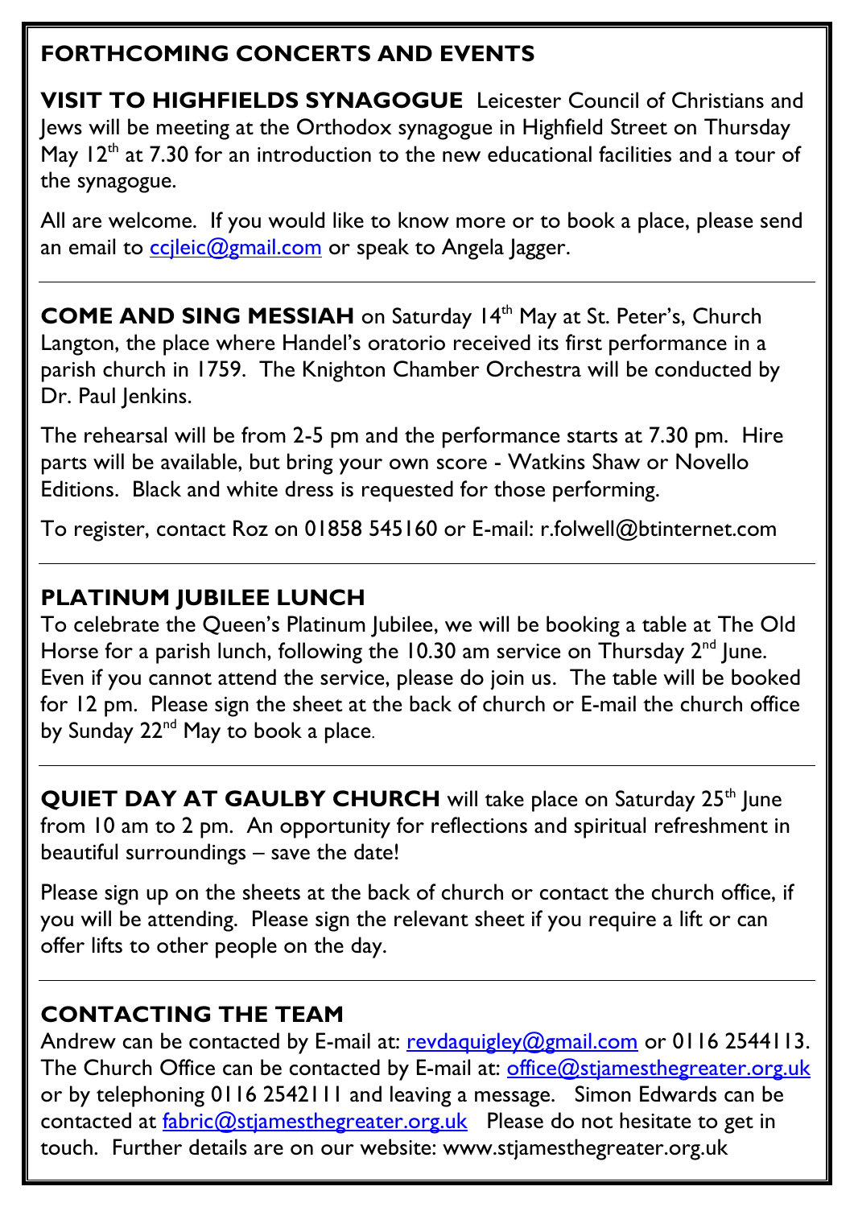# FORTHCOMING CONCERTS AND EVENTS

**VISIT TO HIGHFIELDS SYNAGOGUE** Leicester Council of Christians and Jews will be meeting at the Orthodox synagogue in Highfield Street on Thursday May 12th at 7.30 for an introduction to the new educational facilities and a tour of the synagogue.

All are welcome. If you would like to know more or to book a place, please send an email to ccjleic@gmail.com or speak to Angela Jagger.

---

**COME AND SING MESSIAH** on Saturday 14th May at St. Peter's, Church Langton, the place where Handel's oratorio received its first performance in a parish church in 1759. The Knighton Chamber Orchestra will be conducted by Dr. Paul Jenkins.

The rehearsal will be from 2-5 pm and the performance starts at 7.30 pm. Hire parts will be available, but bring your own score - Watkins Shaw or Novello Editions. Black and white dress is requested for those performing.

To register, contact Roz on 01858 545160 or E-mail: r.folwell@btinternet.com

---

## PLATINUM JUBILEE LUNCH

To celebrate the Queen's Platinum Jubilee, we will be booking a table at The Old Horse for a parish lunch, following the 10.30 am service on Thursday 2nd June. Even if you cannot attend the service, please do join us. The table will be booked for 12 pm. Please sign the sheet at the back of church or E-mail the church office by Sunday 22nd May to book a place.

---

**QUIET DAY AT GAULBY CHURCH** will take place on Saturday 25th June from 10 am to 2 pm. An opportunity for reflections and spiritual refreshment in beautiful surroundings – save the date!

Please sign up on the sheets at the back of church or contact the church office, if you will be attending. Please sign the relevant sheet if you require a lift or can offer lifts to other people on the day.

---

## CONTACTING THE TEAM

Andrew can be contacted by E-mail at: revdaquigley@gmail.com or 0116 2544113. The Church Office can be contacted by E-mail at: office@stjamesthegreater.org.uk or by telephoning 0116 2542111 and leaving a message. Simon Edwards can be contacted at fabric@stjamesthegreater.org.uk Please do not hesitate to get in touch. Further details are on our website: www.stjamesthegreater.org.uk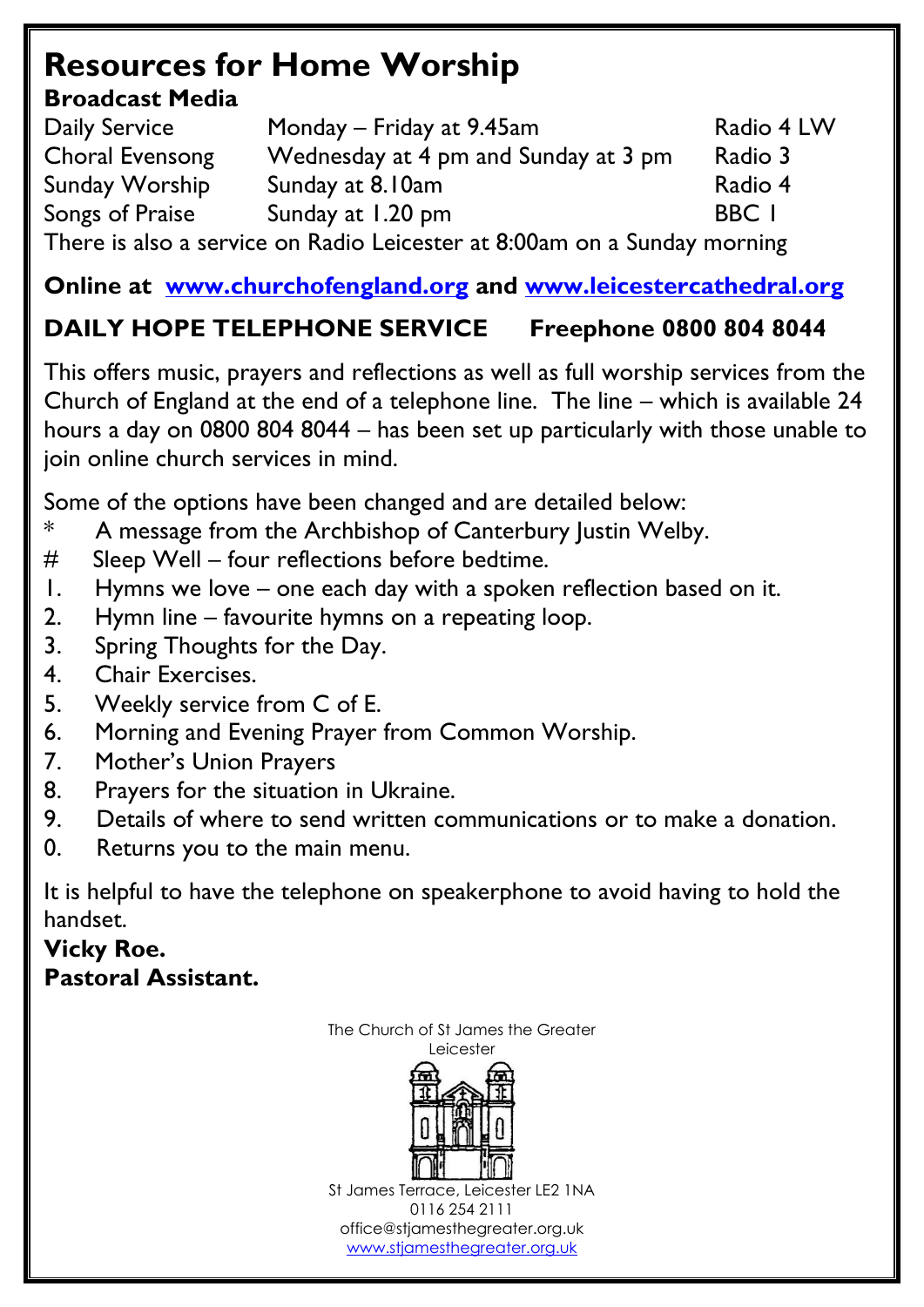# Resources for Home Worship

**Broadcast Media**

| | | |
|---|---|---|
| Daily Service | Monday – Friday at 9.45am | Radio 4 LW |
| Choral Evensong | Wednesday at 4 pm and Sunday at 3 pm | Radio 3 |
| Sunday Worship | Sunday at 8.10am | Radio 4 |
| Songs of Praise | Sunday at 1.20 pm | BBC 1 |

There is also a service on Radio Leicester at 8:00am on a Sunday morning

**Online at [www.churchofengland.org](http://www.churchofengland.org) and [www.leicestercathedral.org](http://www.leicestercathedral.org)**

## DAILY HOPE TELEPHONE SERVICE Freephone 0800 804 8044

This offers music, prayers and reflections as well as full worship services from the Church of England at the end of a telephone line. The line – which is available 24 hours a day on 0800 804 8044 – has been set up particularly with those unable to join online church services in mind.

Some of the options have been changed and are detailed below:

- \* A message from the Archbishop of Canterbury Justin Welby.
- \# Sleep Well – four reflections before bedtime.
- 1. Hymns we love – one each day with a spoken reflection based on it.
- 2. Hymn line – favourite hymns on a repeating loop.
- 3. Spring Thoughts for the Day.
- 4. Chair Exercises.
- 5. Weekly service from C of E.
- 6. Morning and Evening Prayer from Common Worship.
- 7. Mother's Union Prayers
- 8. Prayers for the situation in Ukraine.
- 9. Details of where to send written communications or to make a donation.
- 0. Returns you to the main menu.

It is helpful to have the telephone on speakerphone to avoid having to hold the handset.

**Vicky Roe.**
**Pastoral Assistant.**

The Church of St James the Greater
Leicester

St James Terrace, Leicester LE2 1NA
0116 254 2111
office@stjamesthegreater.org.uk
[www.stjamesthegreater.org.uk](http://www.stjamesthegreater.org.uk)